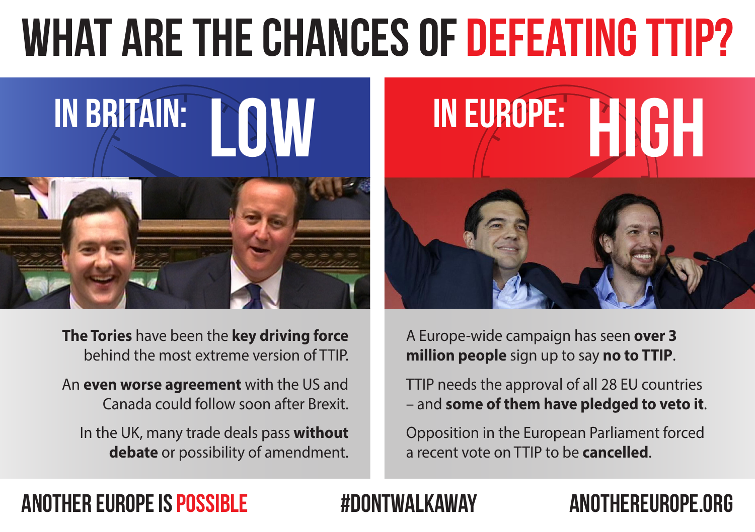# WHAT ARE THE CHANCES OF DEFEATING TTIP?

## IN BRITAIN: LOW

**The Tories** have been the **key driving force** behind the most extreme version of TTIP.

An **even worse agreement** with the US and Canada could follow soon after Brexit.

In the UK, many trade deals pass **without debate** or possibility of amendment.

## IN EUROPE: HIGH

A Europe-wide campaign has seen **over 3 million people** sign up to say **no to TTIP**.

TTIP needs the approval of all 28 EU countries – and **some of them have pledged to veto it**.

Opposition in the European Parliament forced a recent vote on TTIP to be **cancelled**.

ANOTHER EUROPE IS POSSIBLE #DONTWALKAWAY ANOTHEREUROPE.ORG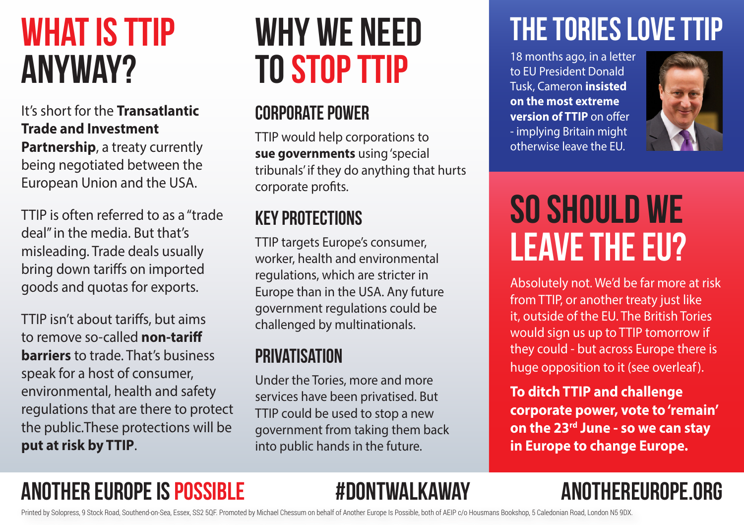# WHAT IS TTIP ANYWAY?

It's short for the **Transatlantic Trade and Investment Partnership**, a treaty currently being negotiated between the European Union and the USA.

TTIP is often referred to as a "trade deal" in the media. But that's misleading. Trade deals usually bring down tariffs on imported goods and quotas for exports.

TTIP isn't about tariffs, but aims to remove so-called **non-tariff barriers** to trade. That's business speak for a host of consumer, environmental, health and safety regulations that are there to protect the public.These protections will be **put at risk by TTIP**.

# WHY WE NEED TO STOP TTIP

## CORPORATE POWER

TTIP would help corporations to **sue governments** using 'special tribunals' if they do anything that hurts corporate profits.

## KEY PROTECTIONS

TTIP targets Europe's consumer, worker, health and environmental regulations, which are stricter in Europe than in the USA. Any future government regulations could be challenged by multinationals.

## PRIVATISATION

Under the Tories, more and more services have been privatised. But TTIP could be used to stop a new government from taking them back into public hands in the future.

# THE TORIES LOVE TTIP

18 months ago, in a letter to EU President Donald Tusk, Cameron **insisted on the most extreme version of TTIP** on offer - implying Britain might otherwise leave the EU.

# SO SHOULD WE LEAVE THE EU?

Absolutely not. We'd be far more at risk from TTIP, or another treaty just like it, outside of the EU. The British Tories would sign us up to TTIP tomorrow if they could - but across Europe there is huge opposition to it (see overleaf).

**To ditch TTIP and challenge corporate power, vote to 'remain' on the 23rd June - so we can stay in Europe to change Europe.**

ANOTHER EUROPE IS POSSIBLE

#DONTWALKAWAY

ANOTHEREUROPE.ORG

Printed by Solopress, 9 Stock Road, Southend-on-Sea, Essex, SS2 5QF. Promoted by Michael Chessum on behalf of Another Europe Is Possible, both of AEIP c/o Housmans Bookshop, 5 Caledonian Road, London N5 9DX.